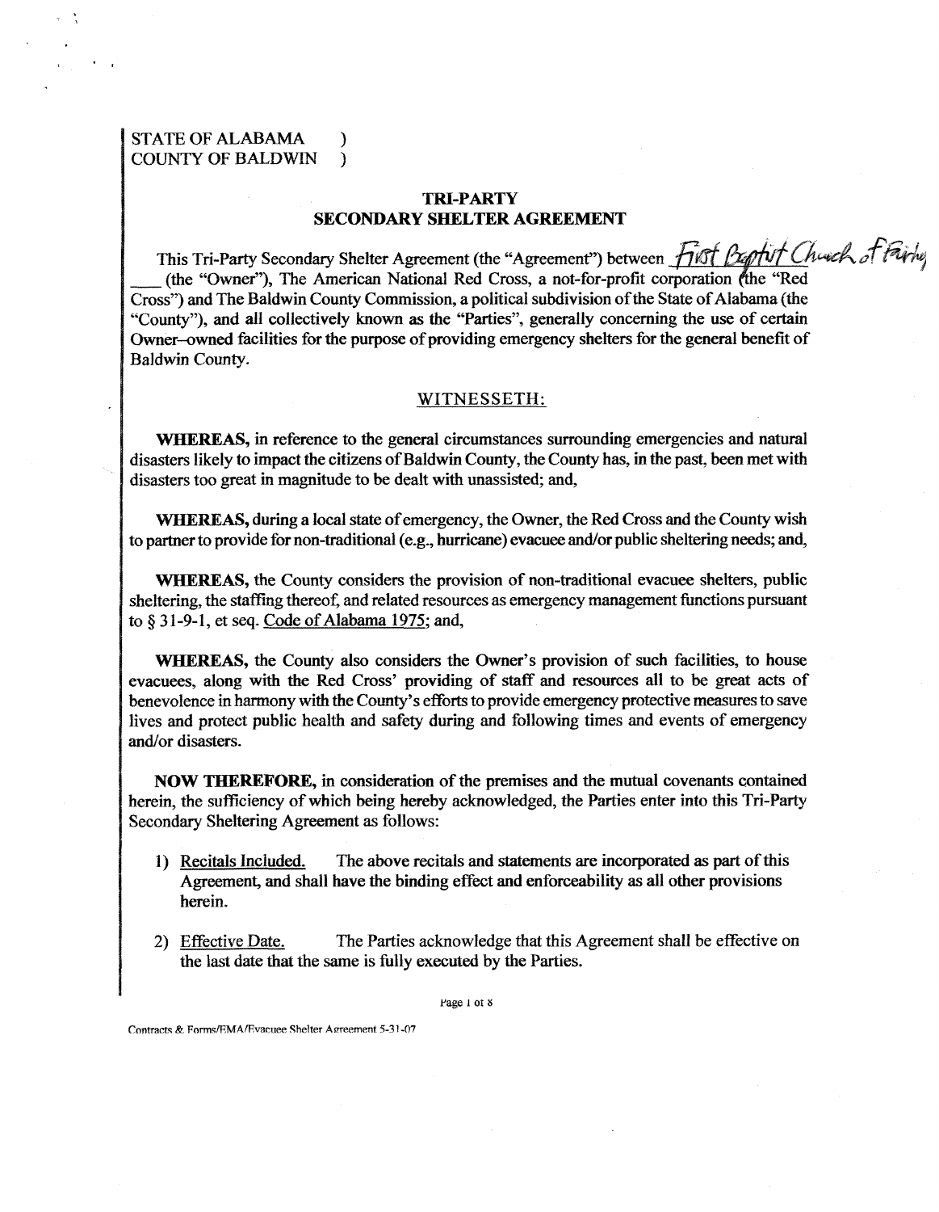STATE OF ALABAMA )
COUNTY OF BALDWIN )

## TRI-PARTY
## SECONDARY SHELTER AGREEMENT

This Tri-Party Secondary Shelter Agreement (the "Agreement") between First Baptist Church of Fairhope (the "Owner"), The American National Red Cross, a not-for-profit corporation (the "Red Cross") and The Baldwin County Commission, a political subdivision of the State of Alabama (the "County"), and all collectively known as the "Parties", generally concerning the use of certain Owner–owned facilities for the purpose of providing emergency shelters for the general benefit of Baldwin County.

WITNESSETH:

**WHEREAS,** in reference to the general circumstances surrounding emergencies and natural disasters likely to impact the citizens of Baldwin County, the County has, in the past, been met with disasters too great in magnitude to be dealt with unassisted; and,

**WHEREAS,** during a local state of emergency, the Owner, the Red Cross and the County wish to partner to provide for non-traditional (e.g., hurricane) evacuee and/or public sheltering needs; and,

**WHEREAS,** the County considers the provision of non-traditional evacuee shelters, public sheltering, the staffing thereof, and related resources as emergency management functions pursuant to § 31-9-1, et seq. Code of Alabama 1975; and,

**WHEREAS,** the County also considers the Owner's provision of such facilities, to house evacuees, along with the Red Cross' providing of staff and resources all to be great acts of benevolence in harmony with the County's efforts to provide emergency protective measures to save lives and protect public health and safety during and following times and events of emergency and/or disasters.

**NOW THEREFORE,** in consideration of the premises and the mutual covenants contained herein, the sufficiency of which being hereby acknowledged, the Parties enter into this Tri-Party Secondary Sheltering Agreement as follows:

1) Recitals Included. The above recitals and statements are incorporated as part of this Agreement, and shall have the binding effect and enforceability as all other provisions herein.

2) Effective Date. The Parties acknowledge that this Agreement shall be effective on the last date that the same is fully executed by the Parties.

Contracts & Forms/EMA/Evacuee Shelter Agreement 5-31-07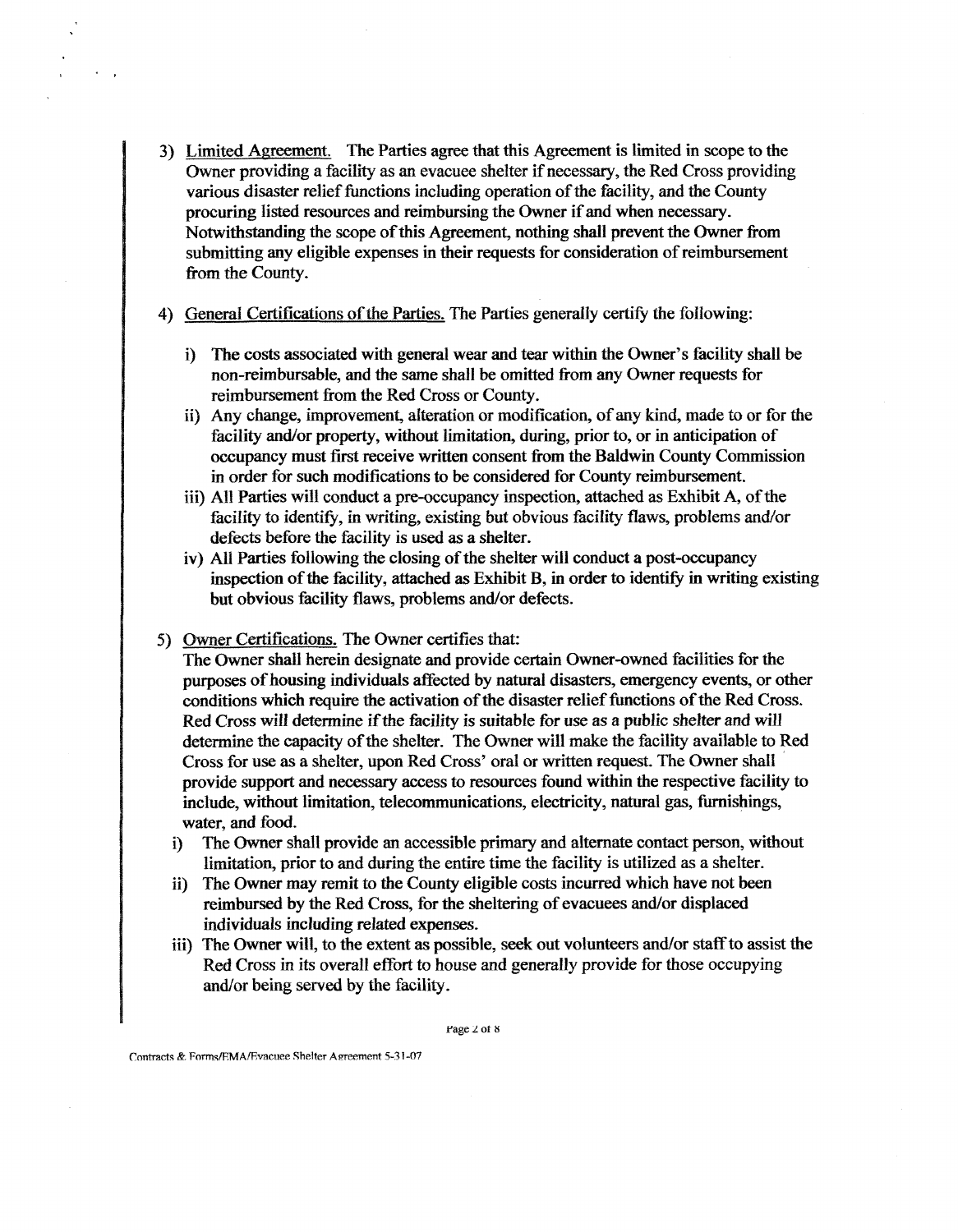3) Underline: Limited Agreement. The Parties agree that this Agreement is limited in scope to the Owner providing a facility as an evacuee shelter if necessary, the Red Cross providing various disaster relief functions including operation of the facility, and the County procuring listed resources and reimbursing the Owner if and when necessary. Notwithstanding the scope of this Agreement, nothing shall prevent the Owner from submitting any eligible expenses in their requests for consideration of reimbursement from the County.

4) General Certifications of the Parties. The Parties generally certify the following:

   i) The costs associated with general wear and tear within the Owner's facility shall be non-reimbursable, and the same shall be omitted from any Owner requests for reimbursement from the Red Cross or County.

   ii) Any change, improvement, alteration or modification, of any kind, made to or for the facility and/or property, without limitation, during, prior to, or in anticipation of occupancy must first receive written consent from the Baldwin County Commission in order for such modifications to be considered for County reimbursement.

   iii) All Parties will conduct a pre-occupancy inspection, attached as Exhibit A, of the facility to identify, in writing, existing but obvious facility flaws, problems and/or defects before the facility is used as a shelter.

   iv) All Parties following the closing of the shelter will conduct a post-occupancy inspection of the facility, attached as Exhibit B, in order to identify in writing existing but obvious facility flaws, problems and/or defects.

5) Owner Certifications. The Owner certifies that:
   The Owner shall herein designate and provide certain Owner-owned facilities for the purposes of housing individuals affected by natural disasters, emergency events, or other conditions which require the activation of the disaster relief functions of the Red Cross. Red Cross will determine if the facility is suitable for use as a public shelter and will determine the capacity of the shelter. The Owner will make the facility available to Red Cross for use as a shelter, upon Red Cross' oral or written request. The Owner shall provide support and necessary access to resources found within the respective facility to include, without limitation, telecommunications, electricity, natural gas, furnishings, water, and food.

   i) The Owner shall provide an accessible primary and alternate contact person, without limitation, prior to and during the entire time the facility is utilized as a shelter.

   ii) The Owner may remit to the County eligible costs incurred which have not been reimbursed by the Red Cross, for the sheltering of evacuees and/or displaced individuals including related expenses.

   iii) The Owner will, to the extent as possible, seek out volunteers and/or staff to assist the Red Cross in its overall effort to house and generally provide for those occupying and/or being served by the facility.

Contracts & Forms/EMA/Evacuee Shelter Agreement 5-31-07

3) Limited Agreement. The Parties agree that this Agreement is limited in scope to the Owner providing a facility as an evacuee shelter if necessary, the Red Cross providing various disaster relief functions including operation of the facility, and the County procuring listed resources and reimbursing the Owner if and when necessary. Notwithstanding the scope of this Agreement, nothing shall prevent the Owner from submitting any eligible expenses in their requests for consideration of reimbursement from the County.

4) General Certifications of the Parties. The Parties generally certify the following:

   i) The costs associated with general wear and tear within the Owner's facility shall be non-reimbursable, and the same shall be omitted from any Owner requests for reimbursement from the Red Cross or County.

   ii) Any change, improvement, alteration or modification, of any kind, made to or for the facility and/or property, without limitation, during, prior to, or in anticipation of occupancy must first receive written consent from the Baldwin County Commission in order for such modifications to be considered for County reimbursement.

   iii) All Parties will conduct a pre-occupancy inspection, attached as Exhibit A, of the facility to identify, in writing, existing but obvious facility flaws, problems and/or defects before the facility is used as a shelter.

   iv) All Parties following the closing of the shelter will conduct a post-occupancy inspection of the facility, attached as Exhibit B, in order to identify in writing existing but obvious facility flaws, problems and/or defects.

5) Owner Certifications. The Owner certifies that:
   The Owner shall herein designate and provide certain Owner-owned facilities for the purposes of housing individuals affected by natural disasters, emergency events, or other conditions which require the activation of the disaster relief functions of the Red Cross. Red Cross will determine if the facility is suitable for use as a public shelter and will determine the capacity of the shelter. The Owner will make the facility available to Red Cross for use as a shelter, upon Red Cross' oral or written request. The Owner shall provide support and necessary access to resources found within the respective facility to include, without limitation, telecommunications, electricity, natural gas, furnishings, water, and food.

   i) The Owner shall provide an accessible primary and alternate contact person, without limitation, prior to and during the entire time the facility is utilized as a shelter.

   ii) The Owner may remit to the County eligible costs incurred which have not been reimbursed by the Red Cross, for the sheltering of evacuees and/or displaced individuals including related expenses.

   iii) The Owner will, to the extent as possible, seek out volunteers and/or staff to assist the Red Cross in its overall effort to house and generally provide for those occupying and/or being served by the facility.

Contracts & Forms/EMA/Evacuee Shelter Agreement 5-31-07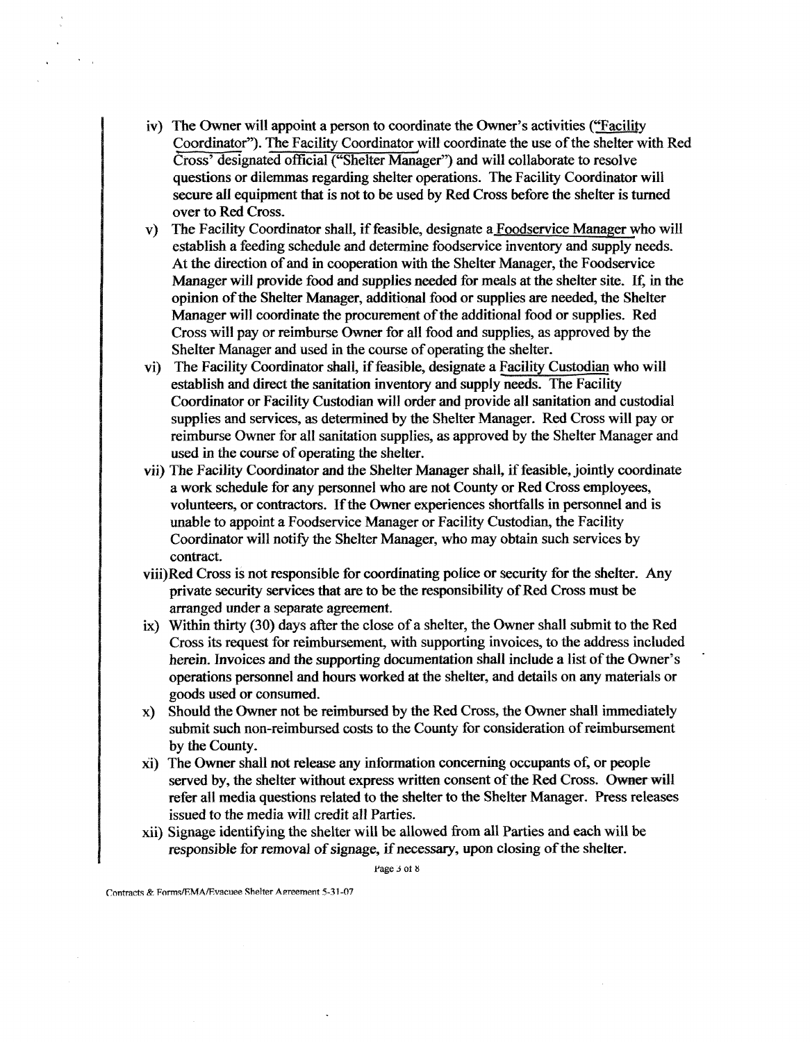iv) The Owner will appoint a person to coordinate the Owner's activities ("Facility Coordinator"). The Facility Coordinator will coordinate the use of the shelter with Red Cross' designated official ("Shelter Manager") and will collaborate to resolve questions or dilemmas regarding shelter operations. The Facility Coordinator will secure all equipment that is not to be used by Red Cross before the shelter is turned over to Red Cross.

v) The Facility Coordinator shall, if feasible, designate a Foodservice Manager who will establish a feeding schedule and determine foodservice inventory and supply needs. At the direction of and in cooperation with the Shelter Manager, the Foodservice Manager will provide food and supplies needed for meals at the shelter site. If, in the opinion of the Shelter Manager, additional food or supplies are needed, the Shelter Manager will coordinate the procurement of the additional food or supplies. Red Cross will pay or reimburse Owner for all food and supplies, as approved by the Shelter Manager and used in the course of operating the shelter.

vi) The Facility Coordinator shall, if feasible, designate a Facility Custodian who will establish and direct the sanitation inventory and supply needs. The Facility Coordinator or Facility Custodian will order and provide all sanitation and custodial supplies and services, as determined by the Shelter Manager. Red Cross will pay or reimburse Owner for all sanitation supplies, as approved by the Shelter Manager and used in the course of operating the shelter.

vii) The Facility Coordinator and the Shelter Manager shall, if feasible, jointly coordinate a work schedule for any personnel who are not County or Red Cross employees, volunteers, or contractors. If the Owner experiences shortfalls in personnel and is unable to appoint a Foodservice Manager or Facility Custodian, the Facility Coordinator will notify the Shelter Manager, who may obtain such services by contract.

viii) Red Cross is not responsible for coordinating police or security for the shelter. Any private security services that are to be the responsibility of Red Cross must be arranged under a separate agreement.

ix) Within thirty (30) days after the close of a shelter, the Owner shall submit to the Red Cross its request for reimbursement, with supporting invoices, to the address included herein. Invoices and the supporting documentation shall include a list of the Owner's operations personnel and hours worked at the shelter, and details on any materials or goods used or consumed.

x) Should the Owner not be reimbursed by the Red Cross, the Owner shall immediately submit such non-reimbursed costs to the County for consideration of reimbursement by the County.

xi) The Owner shall not release any information concerning occupants of, or people served by, the shelter without express written consent of the Red Cross. Owner will refer all media questions related to the shelter to the Shelter Manager. Press releases issued to the media will credit all Parties.

xii) Signage identifying the shelter will be allowed from all Parties and each will be responsible for removal of signage, if necessary, upon closing of the shelter.

Contracts & Forms/EMA/Evacuee Shelter Agreement 5-31-07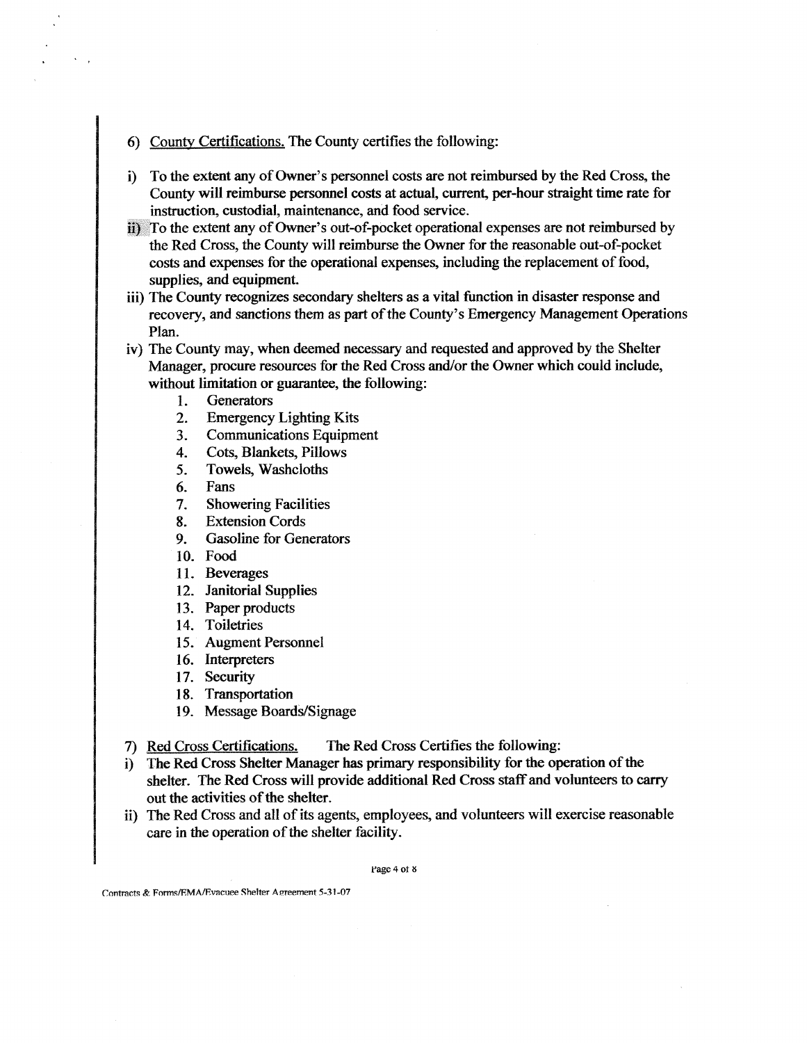6) <u>County Certifications.</u> The County certifies the following:

i) To the extent any of Owner's personnel costs are not reimbursed by the Red Cross, the County will reimburse personnel costs at actual, current, per-hour straight time rate for instruction, custodial, maintenance, and food service.

ii) To the extent any of Owner's out-of-pocket operational expenses are not reimbursed by the Red Cross, the County will reimburse the Owner for the reasonable out-of-pocket costs and expenses for the operational expenses, including the replacement of food, supplies, and equipment.

iii) The County recognizes secondary shelters as a vital function in disaster response and recovery, and sanctions them as part of the County's Emergency Management Operations Plan.

iv) The County may, when deemed necessary and requested and approved by the Shelter Manager, procure resources for the Red Cross and/or the Owner which could include, without limitation or guarantee, the following:

1. Generators
2. Emergency Lighting Kits
3. Communications Equipment
4. Cots, Blankets, Pillows
5. Towels, Washcloths
6. Fans
7. Showering Facilities
8. Extension Cords
9. Gasoline for Generators
10. Food
11. Beverages
12. Janitorial Supplies
13. Paper products
14. Toiletries
15. Augment Personnel
16. Interpreters
17. Security
18. Transportation
19. Message Boards/Signage

7) <u>Red Cross Certifications.</u> The Red Cross Certifies the following:

i) The Red Cross Shelter Manager has primary responsibility for the operation of the shelter. The Red Cross will provide additional Red Cross staff and volunteers to carry out the activities of the shelter.

ii) The Red Cross and all of its agents, employees, and volunteers will exercise reasonable care in the operation of the shelter facility.

Contracts & Forms/EMA/Evacuee Shelter Agreement 5-31-07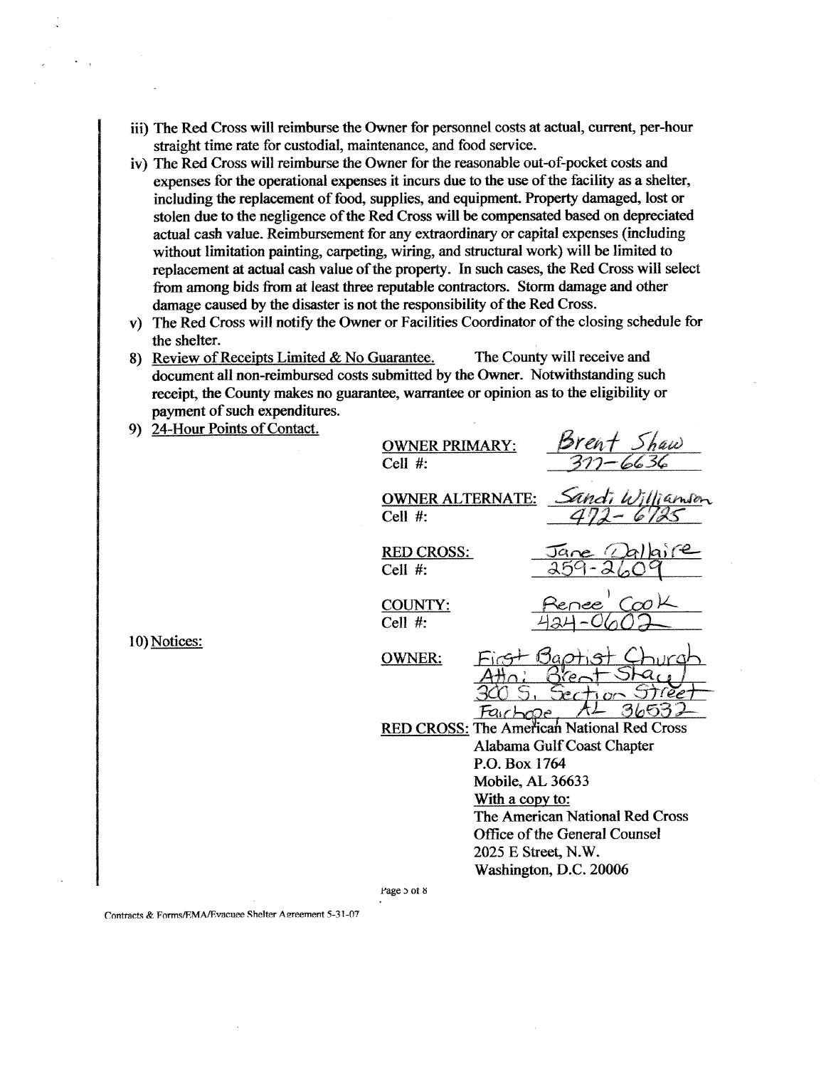iii) The Red Cross will reimburse the Owner for personnel costs at actual, current, per-hour straight time rate for custodial, maintenance, and food service.

iv) The Red Cross will reimburse the Owner for the reasonable out-of-pocket costs and expenses for the operational expenses it incurs due to the use of the facility as a shelter, including the replacement of food, supplies, and equipment. Property damaged, lost or stolen due to the negligence of the Red Cross will be compensated based on depreciated actual cash value. Reimbursement for any extraordinary or capital expenses (including without limitation painting, carpeting, wiring, and structural work) will be limited to replacement at actual cash value of the property. In such cases, the Red Cross will select from among bids from at least three reputable contractors. Storm damage and other damage caused by the disaster is not the responsibility of the Red Cross.

v) The Red Cross will notify the Owner or Facilities Coordinator of the closing schedule for the shelter.

8) Review of Receipts Limited & No Guarantee. The County will receive and document all non-reimbursed costs submitted by the Owner. Notwithstanding such receipt, the County makes no guarantee, warrantee or opinion as to the eligibility or payment of such expenditures.

9) 24-Hour Points of Contact.

OWNER PRIMARY: Brent Shaw
Cell #: 377-6636

OWNER ALTERNATE: Sandi Williamson
Cell #: 472-6725

RED CROSS: Jane Dallaire
Cell #: 259-2609

COUNTY: Renee' Cook
Cell #: 424-0602

10) Notices:

OWNER: First Baptist Church
Attn: Brent Shaw
300 S. Section Street
Fairhope, AL 36532

RED CROSS: The American National Red Cross
Alabama Gulf Coast Chapter
P.O. Box 1764
Mobile, AL 36633
With a copy to:
The American National Red Cross
Office of the General Counsel
2025 E Street, N.W.
Washington, D.C. 20006

Contracts & Forms/EMA/Evacuee Shelter Agreement 5-31-07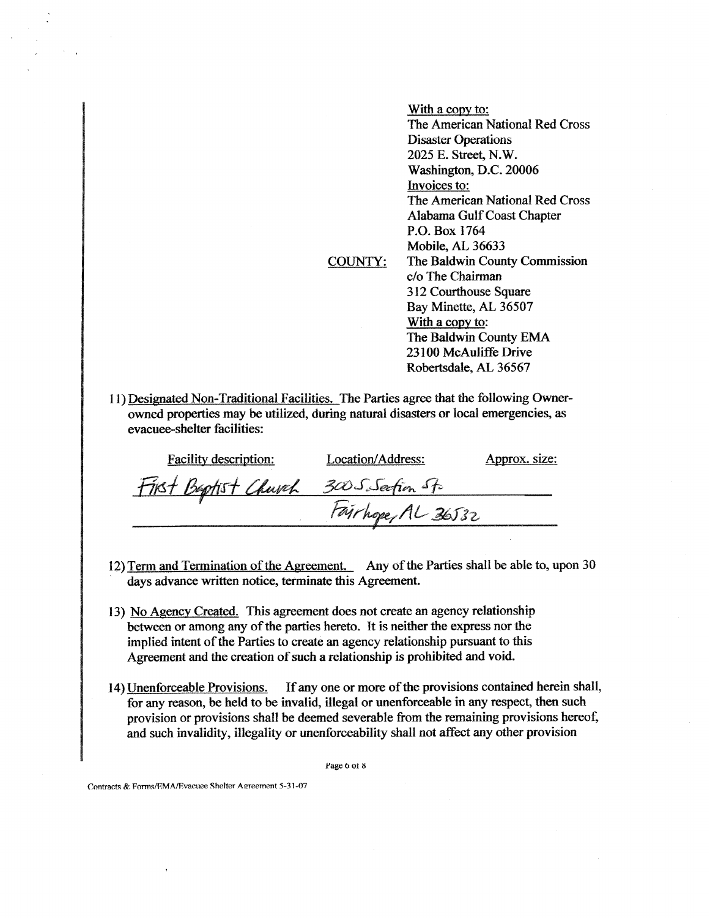With a copy to:
The American National Red Cross
Disaster Operations
2025 E. Street, N.W.
Washington, D.C. 20006

Invoices to:
The American National Red Cross
Alabama Gulf Coast Chapter
P.O. Box 1764
Mobile, AL 36633

COUNTY: The Baldwin County Commission
c/o The Chairman
312 Courthouse Square
Bay Minette, AL 36507

With a copy to:
The Baldwin County EMA
23100 McAuliffe Drive
Robertsdale, AL 36567

11) Designated Non-Traditional Facilities. The Parties agree that the following Owner-owned properties may be utilized, during natural disasters or local emergencies, as evacuee-shelter facilities:

| Facility description: | Location/Address: | Approx. size: |
|---|---|---|
| First Baptist Church | 300 S. Section St. Fairhope, AL 36532 | |

12) Term and Termination of the Agreement. Any of the Parties shall be able to, upon 30 days advance written notice, terminate this Agreement.

13) No Agency Created. This agreement does not create an agency relationship between or among any of the parties hereto. It is neither the express nor the implied intent of the Parties to create an agency relationship pursuant to this Agreement and the creation of such a relationship is prohibited and void.

14) Unenforceable Provisions. If any one or more of the provisions contained herein shall, for any reason, be held to be invalid, illegal or unenforceable in any respect, then such provision or provisions shall be deemed severable from the remaining provisions hereof, and such invalidity, illegality or unenforceability shall not affect any other provision

Contracts & Forms/EMA/Evacuee Shelter Agreement 5-31-07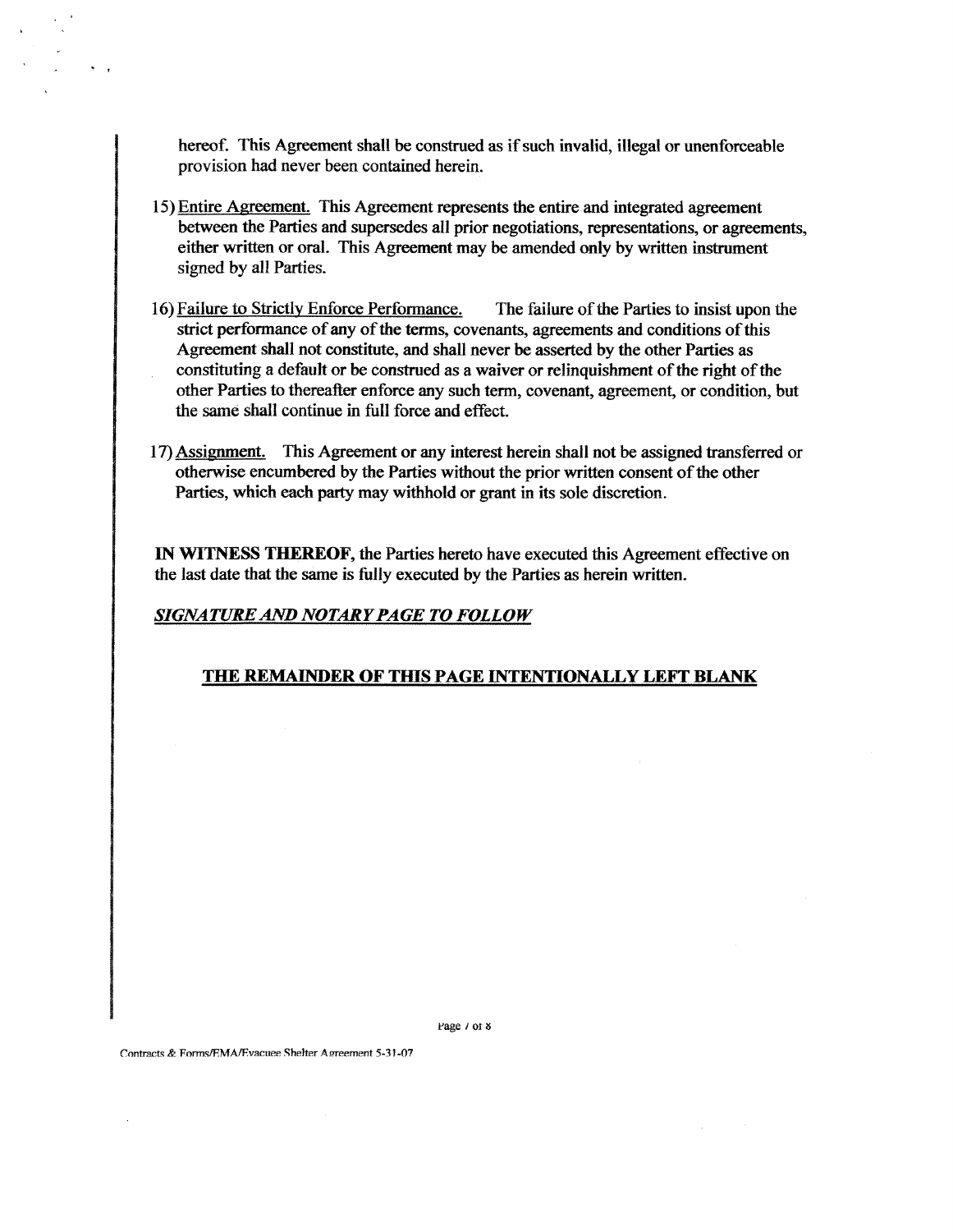hereof. This Agreement shall be construed as if such invalid, illegal or unenforceable provision had never been contained herein.

15) Entire Agreement. This Agreement represents the entire and integrated agreement between the Parties and supersedes all prior negotiations, representations, or agreements, either written or oral. This Agreement may be amended only by written instrument signed by all Parties.

16) Failure to Strictly Enforce Performance. The failure of the Parties to insist upon the strict performance of any of the terms, covenants, agreements and conditions of this Agreement shall not constitute, and shall never be asserted by the other Parties as constituting a default or be construed as a waiver or relinquishment of the right of the other Parties to thereafter enforce any such term, covenant, agreement, or condition, but the same shall continue in full force and effect.

17) Assignment. This Agreement or any interest herein shall not be assigned transferred or otherwise encumbered by the Parties without the prior written consent of the other Parties, which each party may withhold or grant in its sole discretion.

**IN WITNESS THEREOF,** the Parties hereto have executed this Agreement effective on the last date that the same is fully executed by the Parties as herein written.

***SIGNATURE AND NOTARY PAGE TO FOLLOW***

**THE REMAINDER OF THIS PAGE INTENTIONALLY LEFT BLANK**

Contracts & Forms/EMA/Evacuee Shelter Agreement 5-31-07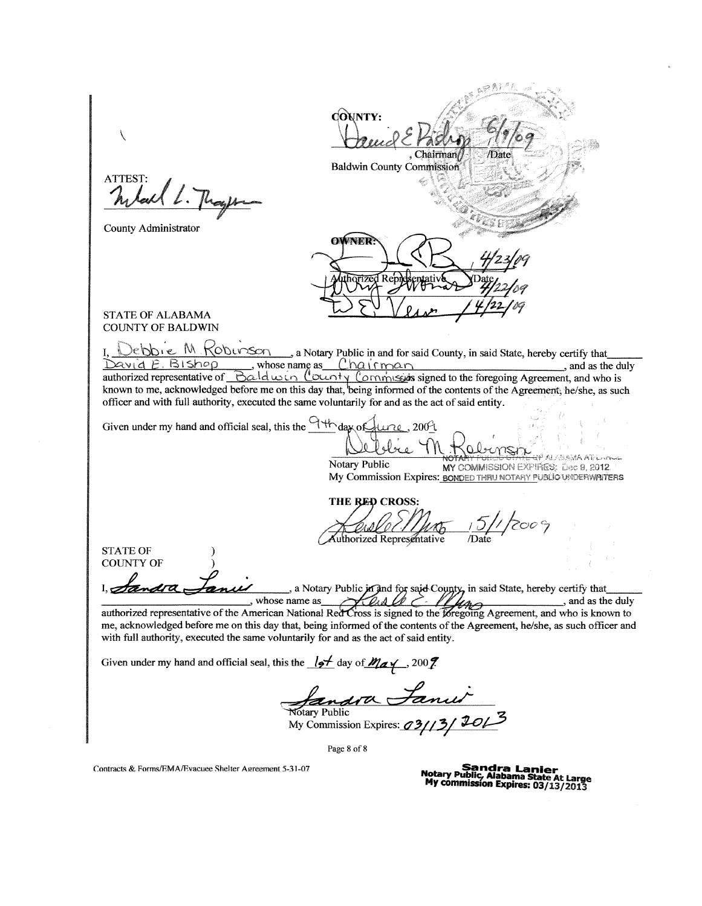**COUNTY:**

David E Bishop 6/9/09
, Chairman /Date
Baldwin County Commission

ATTEST:

Michael L. Thompson

County Administrator

**OWNER:**

_____________ 4/23/09
Authorized Representative /Date
_____________ 4/22/09
_____________ 4/22/09

STATE OF ALABAMA
COUNTY OF BALDWIN

I, Debbie M Robinson, a Notary Public in and for said County, in said State, hereby certify that David E. Bishop, whose name as Chairman, and as the duly authorized representative of Baldwin County Commission signed to the foregoing Agreement, and who is known to me, acknowledged before me on this day that, being informed of the contents of the Agreement, he/she, as such officer and with full authority, executed the same voluntarily for and as the act of said entity.

Given under my hand and official seal, this the 9th day of June, 2009.

Debbie M Robinson
Notary Public
My Commission Expires: NOTARY PUBLIC STATE OF ALABAMA AT LARGE MY COMMISSION EXPIRES: Dec 9, 2012 BONDED THRU NOTARY PUBLIC UNDERWRITERS

**THE RED CROSS:**

_____________ 5/1/2009
Authorized Representative /Date

STATE OF )
COUNTY OF )

I, Sandra Lanier, a Notary Public in and for said County, in said State, hereby certify that _____________, whose name as _____________, and as the duly authorized representative of the American National Red Cross is signed to the foregoing Agreement, and who is known to me, acknowledged before me on this day that, being informed of the contents of the Agreement, he/she, as such officer and with full authority, executed the same voluntarily for and as the act of said entity.

Given under my hand and official seal, this the 1st day of May, 2009.

Sandra Lanier
Notary Public
My Commission Expires: 03/13/2013

Contracts & Forms/EMA/Evacuee Shelter Agreement 5-31-07

**Sandra Lanier**
**Notary Public, Alabama State At Large**
**My commission Expires: 03/13/2013**